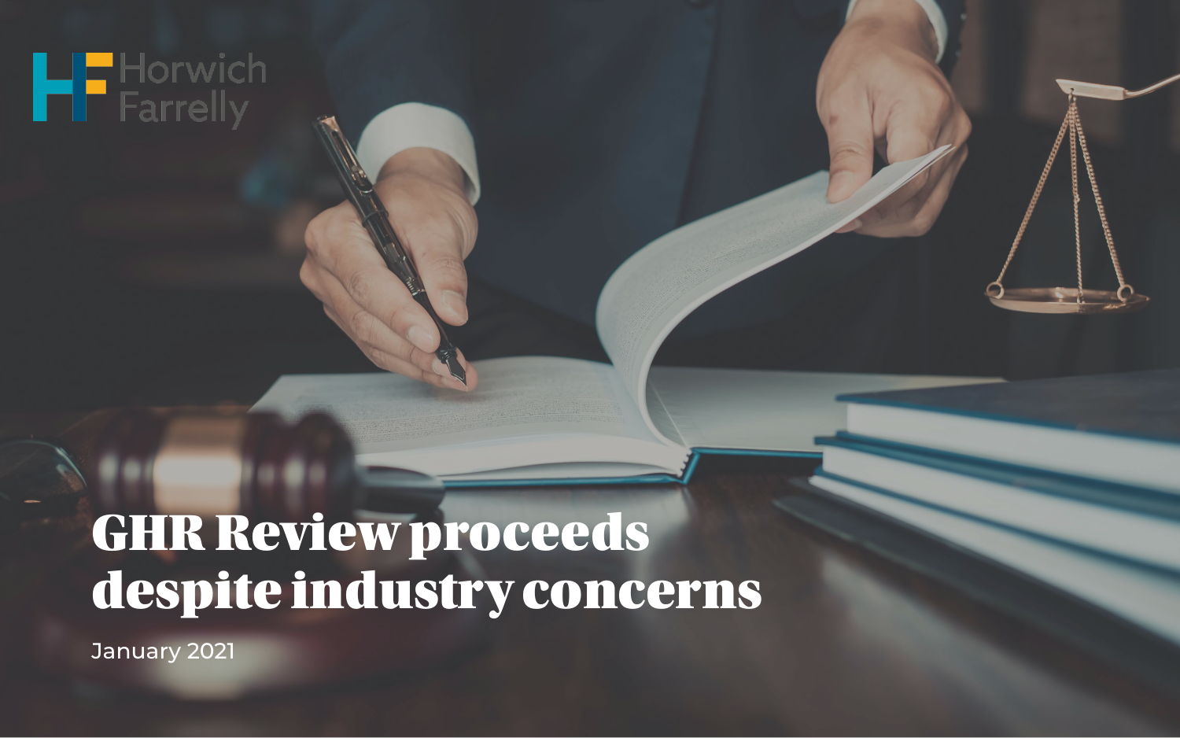Horwich Farrelly

# GHR Review proceeds despite industry concerns

January 2021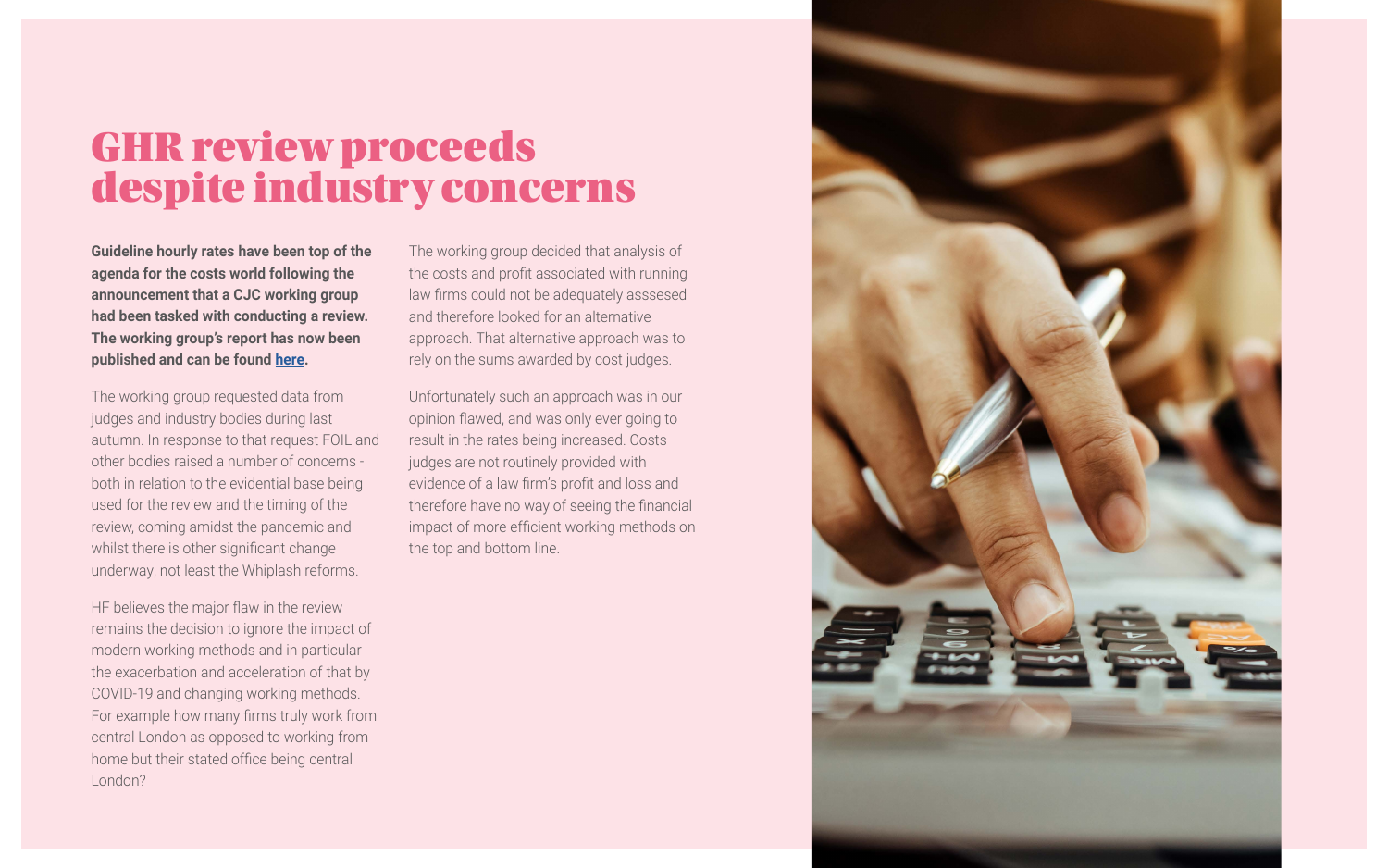# GHR review proceeds despite industry concerns

**Guideline hourly rates have been top of the agenda for the costs world following the announcement that a CJC working group had been tasked with conducting a review. The working group's report has now been published and can be found here.**

The working group requested data from judges and industry bodies during last autumn. In response to that request FOIL and other bodies raised a number of concerns - both in relation to the evidential base being used for the review and the timing of the review, coming amidst the pandemic and whilst there is other significant change underway, not least the Whiplash reforms.

HF believes the major flaw in the review remains the decision to ignore the impact of modern working methods and in particular the exacerbation and acceleration of that by COVID-19 and changing working methods. For example how many firms truly work from central London as opposed to working from home but their stated office being central London?

The working group decided that analysis of the costs and profit associated with running law firms could not be adequately asssesed and therefore looked for an alternative approach. That alternative approach was to rely on the sums awarded by cost judges.

Unfortunately such an approach was in our opinion flawed, and was only ever going to result in the rates being increased. Costs judges are not routinely provided with evidence of a law firm's profit and loss and therefore have no way of seeing the financial impact of more efficient working methods on the top and bottom line.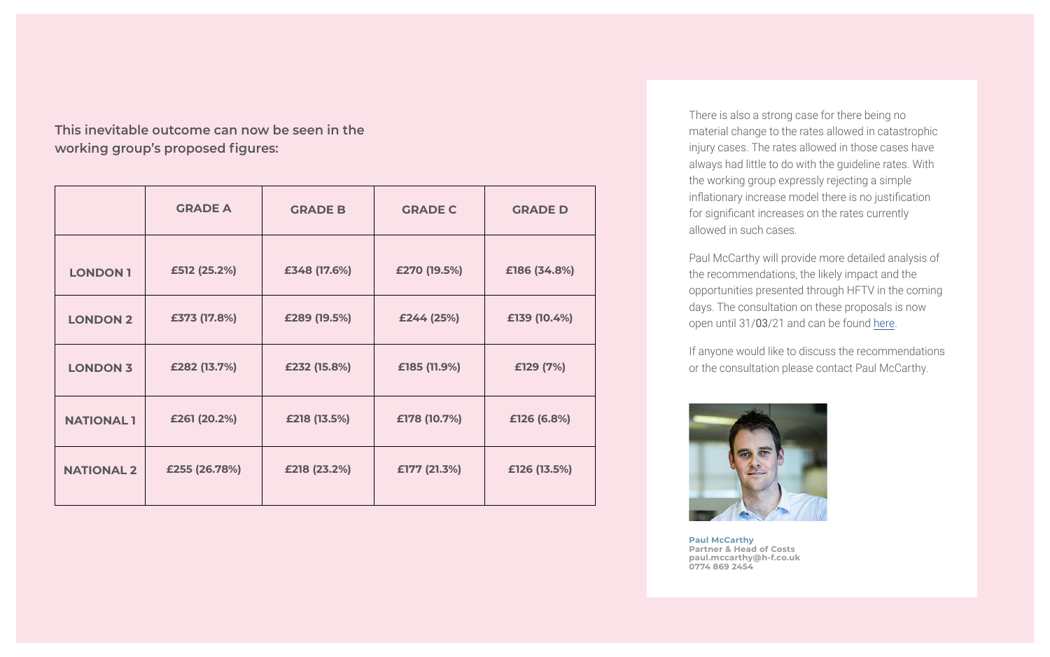This inevitable outcome can now be seen in the working group's proposed figures:

| | GRADE A | GRADE B | GRADE C | GRADE D |
|---|---|---|---|---|
| LONDON 1 | £512 (25.2%) | £348 (17.6%) | £270 (19.5%) | £186 (34.8%) |
| LONDON 2 | £373 (17.8%) | £289 (19.5%) | £244 (25%) | £139 (10.4%) |
| LONDON 3 | £282 (13.7%) | £232 (15.8%) | £185 (11.9%) | £129 (7%) |
| NATIONAL 1 | £261 (20.2%) | £218 (13.5%) | £178 (10.7%) | £126 (6.8%) |
| NATIONAL 2 | £255 (26.78%) | £218 (23.2%) | £177 (21.3%) | £126 (13.5%) |

There is also a strong case for there being no material change to the rates allowed in catastrophic injury cases. The rates allowed in those cases have always had little to do with the guideline rates. With the working group expressly rejecting a simple inflationary increase model there is no justification for significant increases on the rates currently allowed in such cases.

Paul McCarthy will provide more detailed analysis of the recommendations, the likely impact and the opportunities presented through HFTV in the coming days. The consultation on these proposals is now open until 31/03/21 and can be found [here](#).

If anyone would like to discuss the recommendations or the consultation please contact Paul McCarthy.

**Paul McCarthy**
**Partner & Head of Costs**
**paul.mccarthy@h-f.co.uk**
**0774 869 2454**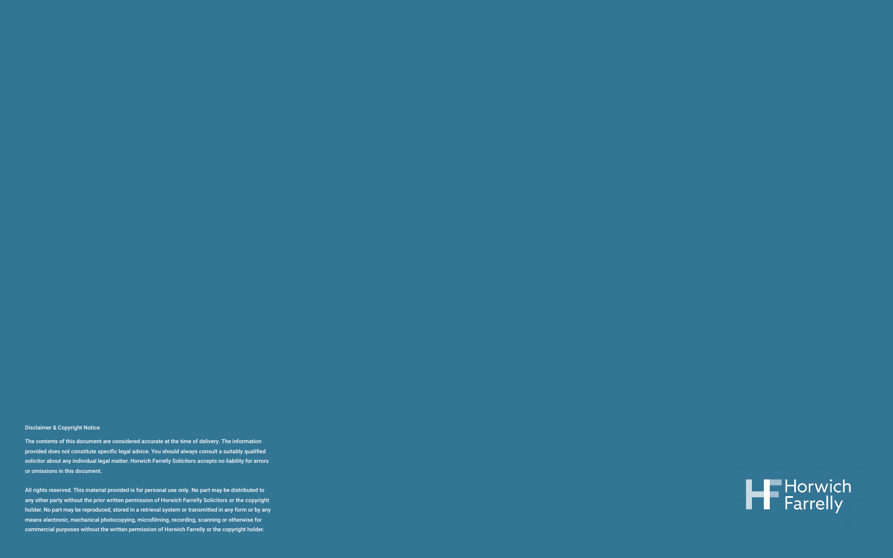**Disclaimer & Copyright Notice**

The contents of this document are considered accurate at the time of delivery. The information provided does not constitute specific legal advice. You should always consult a suitably qualified solicitor about any individual legal matter. Horwich Farrelly Solicitors accepts no liability for errors or omissions in this document.

All rights reserved. This material provided is for personal use only. No part may be distributed to any other party without the prior written permission of Horwich Farrelly Solicitors or the copyright holder. No part may be reproduced, stored in a retrieval system or transmitted in any form or by any means electronic, mechanical photocopying, microfilming, recording, scanning or otherwise for commercial purposes without the written permission of Horwich Farrelly or the copyright holder.

Horwich Farrelly